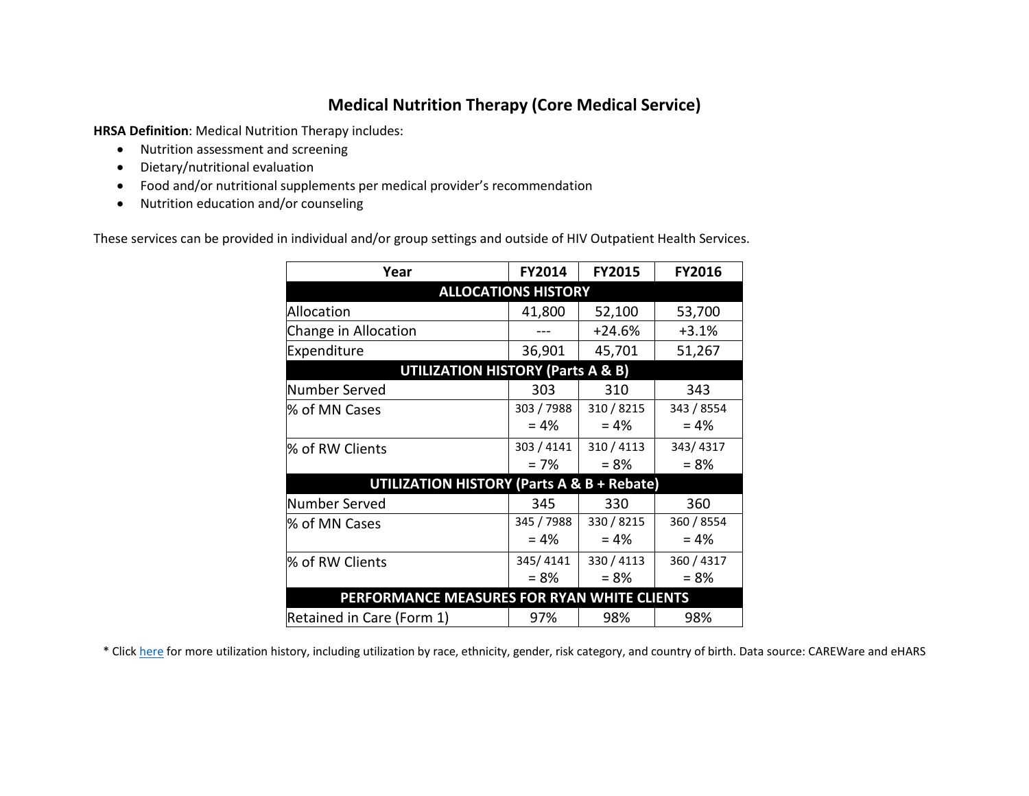# Medical Nutrition Therapy (Core Medical Service)

**HRSA Definition**: Medical Nutrition Therapy includes:

- Nutrition assessment and screening
- Dietary/nutritional evaluation
- Food and/or nutritional supplements per medical provider's recommendation
- Nutrition education and/or counseling

These services can be provided in individual and/or group settings and outside of HIV Outpatient Health Services.

| Year | FY2014 | FY2015 | FY2016 |
|---|---|---|---|
| **ALLOCATIONS HISTORY** | | | |
| Allocation | 41,800 | 52,100 | 53,700 |
| Change in Allocation | --- | +24.6% | +3.1% |
| Expenditure | 36,901 | 45,701 | 51,267 |
| **UTILIZATION HISTORY (Parts A & B)** | | | |
| Number Served | 303 | 310 | 343 |
| % of MN Cases | 303 / 7988 = 4% | 310 / 8215 = 4% | 343 / 8554 = 4% |
| % of RW Clients | 303 / 4141 = 7% | 310 / 4113 = 8% | 343/ 4317 = 8% |
| **UTILIZATION HISTORY (Parts A & B + Rebate)** | | | |
| Number Served | 345 | 330 | 360 |
| % of MN Cases | 345 / 7988 = 4% | 330 / 8215 = 4% | 360 / 8554 = 4% |
| % of RW Clients | 345/ 4141 = 8% | 330 / 4113 = 8% | 360 / 4317 = 8% |
| **PERFORMANCE MEASURES FOR RYAN WHITE CLIENTS** | | | |
| Retained in Care (Form 1) | 97% | 98% | 98% |

* Click here for more utilization history, including utilization by race, ethnicity, gender, risk category, and country of birth. Data source: CAREWare and eHARS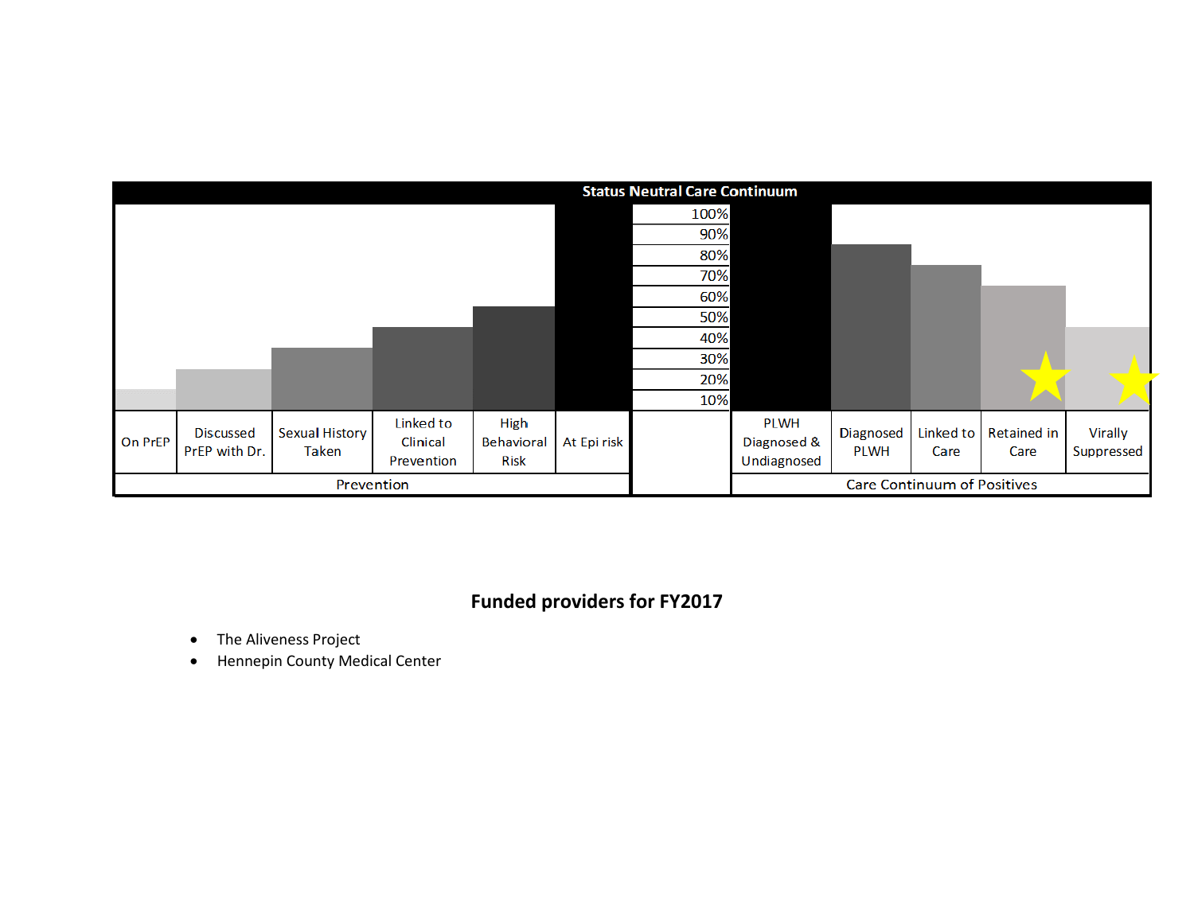Status Neutral Care Continuum

100%
90%
80%
70%
60%
50%
40%
30%
20%
10%

On PrEP
Discussed PrEP with Dr.
Sexual History Taken
Linked to Clinical Prevention
High Behavioral Risk
At Epi risk

Prevention

PLWH Diagnosed & Undiagnosed
Diagnosed PLWH
Linked to Care
Retained in Care
Virally Suppressed

Care Continuum of Positives

## Funded providers for FY2017

- The Aliveness Project
- Hennepin County Medical Center